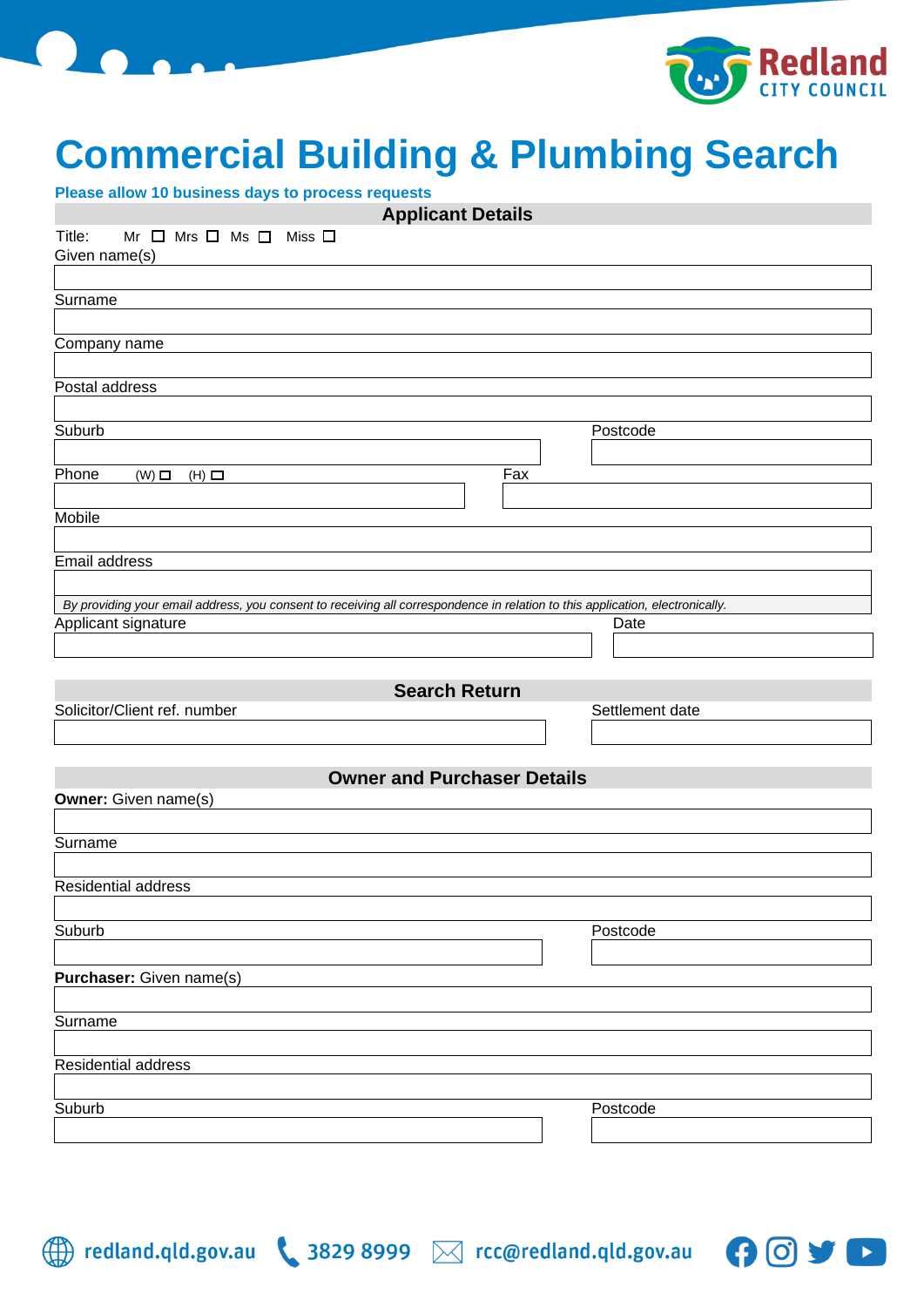# Commercial Building & Plumbing Search

**Please allow 10 business days to process requests**

## Applicant Details

Title: Mr ☐ Mrs ☐ Ms ☐ Miss ☐

Given name(s)

Surname

Company name

Postal address

Suburb | Postcode

Phone (W) ☐ (H) ☐ | Fax

Mobile

Email address

*By providing your email address, you consent to receiving all correspondence in relation to this application, electronically.*

Applicant signature | Date

## Search Return

Solicitor/Client ref. number | Settlement date

## Owner and Purchaser Details

**Owner:** Given name(s)

Surname

Residential address

Suburb | Postcode

**Purchaser:** Given name(s)

Surname

Residential address

Suburb | Postcode

redland.qld.gov.au 3829 8999 rcc@redland.qld.gov.au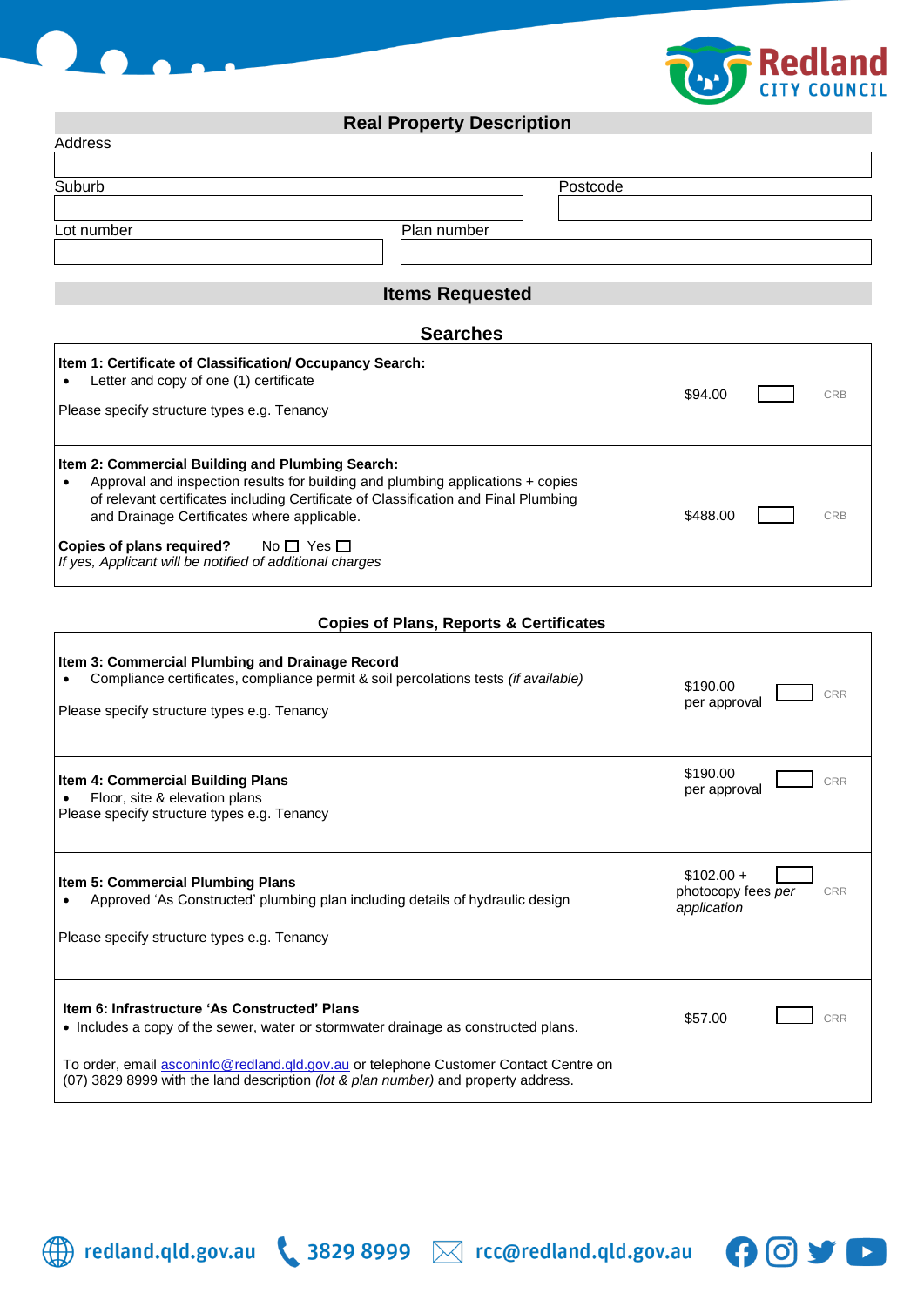## Real Property Description

Address

Suburb | Postcode

Lot number | Plan number

## Items Requested

### Searches

| Item | Fee | | |
|---|---|---|---|
| **Item 1: Certificate of Classification/ Occupancy Search:**<br>• Letter and copy of one (1) certificate<br><br>Please specify structure types e.g. Tenancy | $94.00 | ☐ | CRB |
| **Item 2: Commercial Building and Plumbing Search:**<br>• Approval and inspection results for building and plumbing applications + copies of relevant certificates including Certificate of Classification and Final Plumbing and Drainage Certificates where applicable.<br><br>**Copies of plans required?** No ☐ Yes ☐<br>*If yes, Applicant will be notified of additional charges* | $488.00 | ☐ | CRB |

### Copies of Plans, Reports & Certificates

| Item | Fee | | |
|---|---|---|---|
| **Item 3: Commercial Plumbing and Drainage Record**<br>• Compliance certificates, compliance permit & soil percolations tests *(if available)*<br><br>Please specify structure types e.g. Tenancy | $190.00 per approval | ☐ | CRR |
| **Item 4: Commercial Building Plans**<br>• Floor, site & elevation plans<br>Please specify structure types e.g. Tenancy | $190.00 per approval | ☐ | CRR |
| **Item 5: Commercial Plumbing Plans**<br>• Approved 'As Constructed' plumbing plan including details of hydraulic design<br><br>Please specify structure types e.g. Tenancy | $102.00 + photocopy fees *per application* | ☐ | CRR |
| **Item 6: Infrastructure 'As Constructed' Plans**<br>• Includes a copy of the sewer, water or stormwater drainage as constructed plans.<br><br>To order, email asconinfo@redland.qld.gov.au or telephone Customer Contact Centre on (07) 3829 8999 with the land description *(lot & plan number)* and property address. | $57.00 | ☐ | CRR |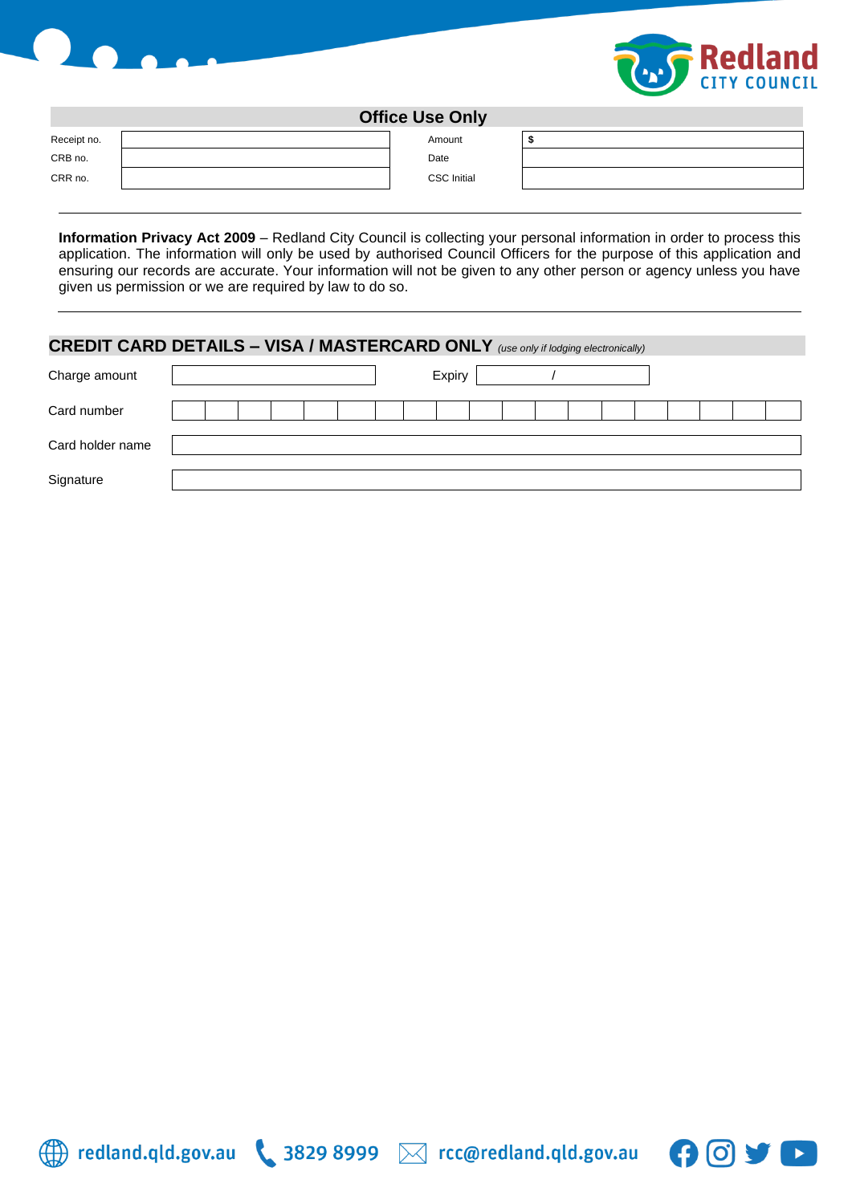## Office Use Only

| | | | |
|---|---|---|---|
| Receipt no. | | Amount | $ |
| CRB no. | | Date | |
| CRR no. | | CSC Initial | |

**Information Privacy Act 2009** – Redland City Council is collecting your personal information in order to process this application. The information will only be used by authorised Council Officers for the purpose of this application and ensuring our records are accurate. Your information will not be given to any other person or agency unless you have given us permission or we are required by law to do so.

## CREDIT CARD DETAILS – VISA / MASTERCARD ONLY *(use only if lodging electronically)*

| | | | |
|---|---|---|---|
| Charge amount | | Expiry | / |
| Card number | | | |
| Card holder name | | | |
| Signature | | | |

redland.qld.gov.au   3829 8999   rcc@redland.qld.gov.au